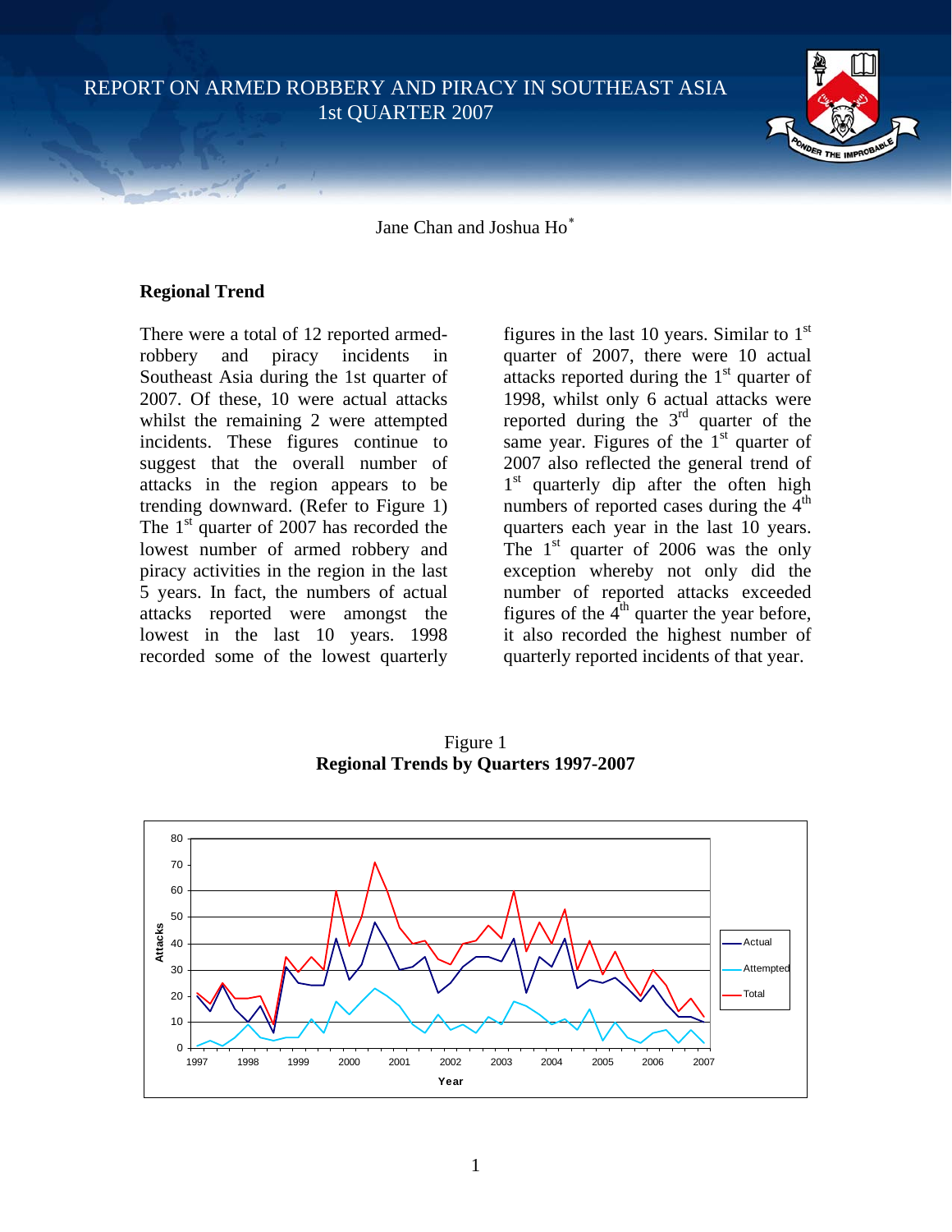# REPORT ON ARMED ROBBERY AND PIRACY IN SOUTHEAST ASIA
## 1st QUARTER 2007

Jane Chan and Joshua Ho*

### Regional Trend

There were a total of 12 reported armed-robbery and piracy incidents in Southeast Asia during the 1st quarter of 2007. Of these, 10 were actual attacks whilst the remaining 2 were attempted incidents. These figures continue to suggest that the overall number of attacks in the region appears to be trending downward. (Refer to Figure 1) The 1st quarter of 2007 has recorded the lowest number of armed robbery and piracy activities in the region in the last 5 years. In fact, the numbers of actual attacks reported were amongst the lowest in the last 10 years. 1998 recorded some of the lowest quarterly figures in the last 10 years. Similar to 1st quarter of 2007, there were 10 actual attacks reported during the 1st quarter of 1998, whilst only 6 actual attacks were reported during the 3rd quarter of the same year. Figures of the 1st quarter of 2007 also reflected the general trend of 1st quarterly dip after the often high numbers of reported cases during the 4th quarters each year in the last 10 years. The 1st quarter of 2006 was the only exception whereby not only did the number of reported attacks exceeded figures of the 4th quarter the year before, it also recorded the highest number of quarterly reported incidents of that year.

Figure 1
**Regional Trends by Quarters 1997-2007**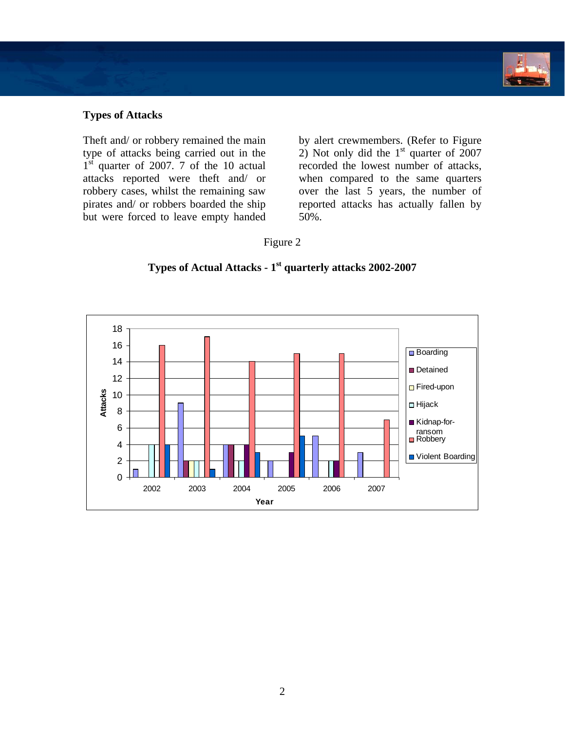## Types of Attacks

Theft and/ or robbery remained the main type of attacks being carried out in the 1st quarter of 2007. 7 of the 10 actual attacks reported were theft and/ or robbery cases, whilst the remaining saw pirates and/ or robbers boarded the ship but were forced to leave empty handed by alert crewmembers. (Refer to Figure 2) Not only did the 1st quarter of 2007 recorded the lowest number of attacks, when compared to the same quarters over the last 5 years, the number of reported attacks has actually fallen by 50%.

Figure 2

**Types of Actual Attacks - 1st quarterly attacks 2002-2007**

| Year | Boarding | Detained | Fired-upon | Hijack | Kidnap-for-ransom | Robbery | Violent Boarding |
|---|---|---|---|---|---|---|---|
| 2002 | 1 | | | 4 | | 16 | 4 |
| 2003 | 9 | 2 | 2 | 2 | | 17 | 1 |
| 2004 | 4 | 4 | | 2 | 4 | 14 | 3 |
| 2005 | 2 | | | | 3 | 15 | 5 |
| 2006 | 5 | | | 2 | 2 | 15 | |
| 2007 | 3 | | | | | 7 | |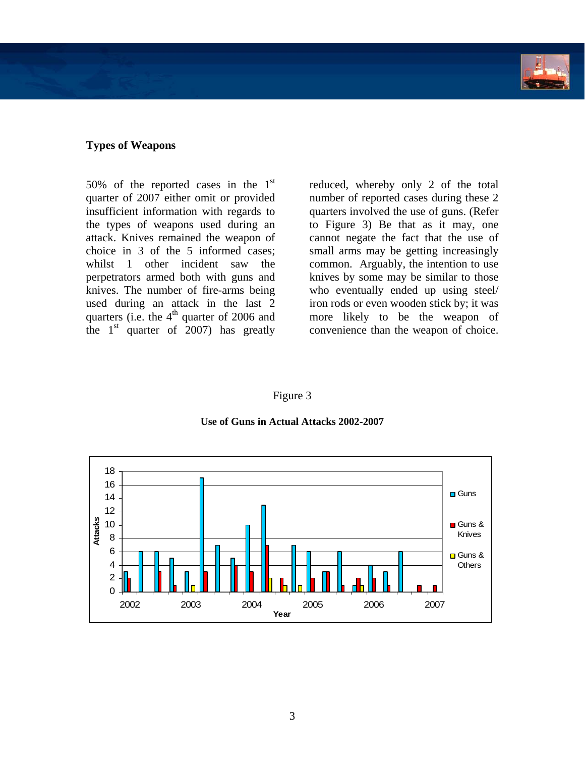### Types of Weapons

50% of the reported cases in the 1st quarter of 2007 either omit or provided insufficient information with regards to the types of weapons used during an attack. Knives remained the weapon of choice in 3 of the 5 informed cases; whilst 1 other incident saw the perpetrators armed both with guns and knives. The number of fire-arms being used during an attack in the last 2 quarters (i.e. the 4th quarter of 2006 and the 1st quarter of 2007) has greatly reduced, whereby only 2 of the total number of reported cases during these 2 quarters involved the use of guns. (Refer to Figure 3) Be that as it may, one cannot negate the fact that the use of small arms may be getting increasingly common. Arguably, the intention to use knives by some may be similar to those who eventually ended up using steel/ iron rods or even wooden stick by; it was more likely to be the weapon of convenience than the weapon of choice.

Figure 3

**Use of Guns in Actual Attacks 2002-2007**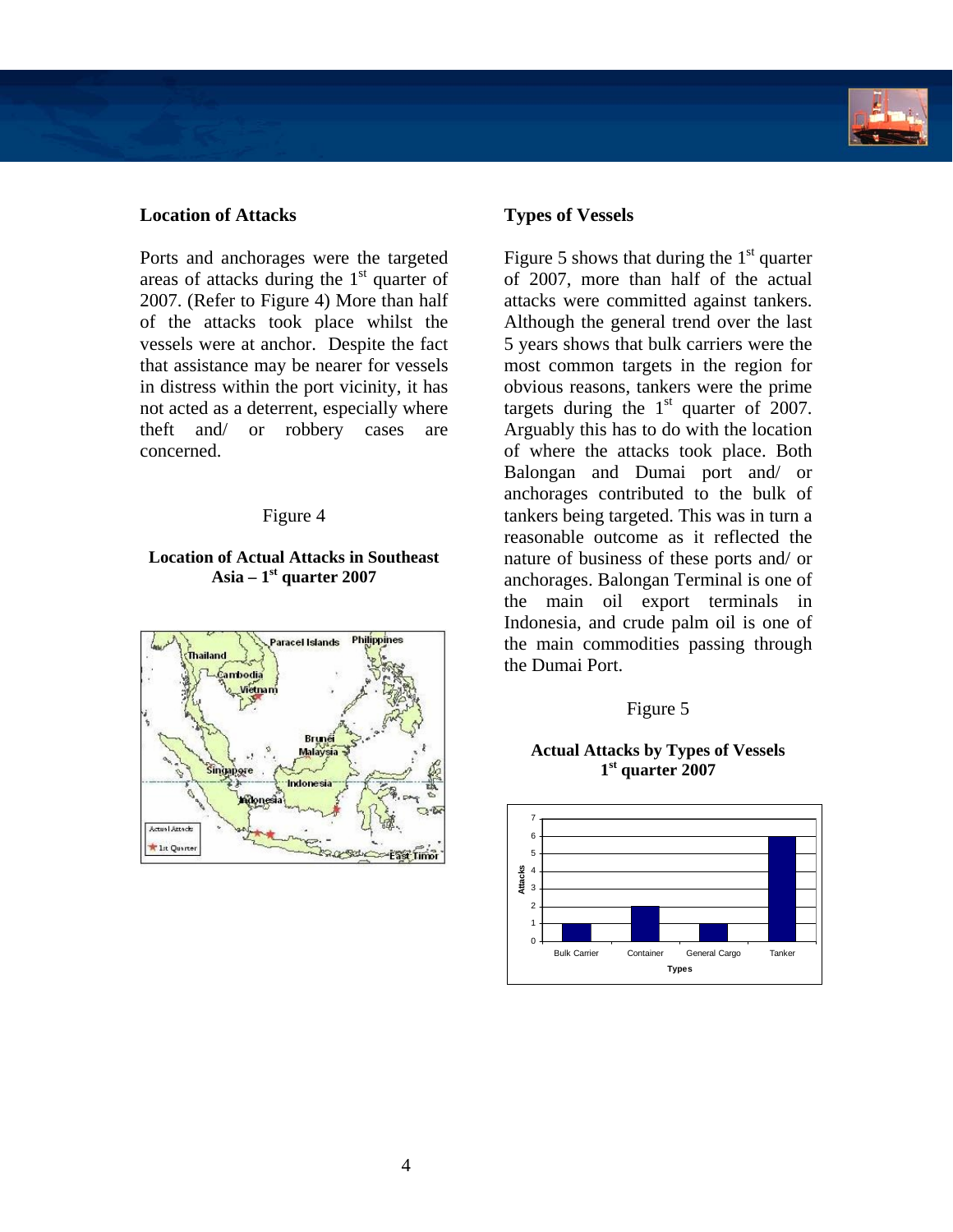## Location of Attacks

Ports and anchorages were the targeted areas of attacks during the 1st quarter of 2007. (Refer to Figure 4) More than half of the attacks took place whilst the vessels were at anchor. Despite the fact that assistance may be nearer for vessels in distress within the port vicinity, it has not acted as a deterrent, especially where theft and/ or robbery cases are concerned.

Figure 4

**Location of Actual Attacks in Southeast Asia – 1st quarter 2007**

## Types of Vessels

Figure 5 shows that during the 1st quarter of 2007, more than half of the actual attacks were committed against tankers. Although the general trend over the last 5 years shows that bulk carriers were the most common targets in the region for obvious reasons, tankers were the prime targets during the 1st quarter of 2007. Arguably this has to do with the location of where the attacks took place. Both Balongan and Dumai port and/ or anchorages contributed to the bulk of tankers being targeted. This was in turn a reasonable outcome as it reflected the nature of business of these ports and/ or anchorages. Balongan Terminal is one of the main oil export terminals in Indonesia, and crude palm oil is one of the main commodities passing through the Dumai Port.

Figure 5

**Actual Attacks by Types of Vessels 1st quarter 2007**

| Types | Attacks |
|---|---|
| Bulk Carrier | 1 |
| Container | 2 |
| General Cargo | 1 |
| Tanker | 6 |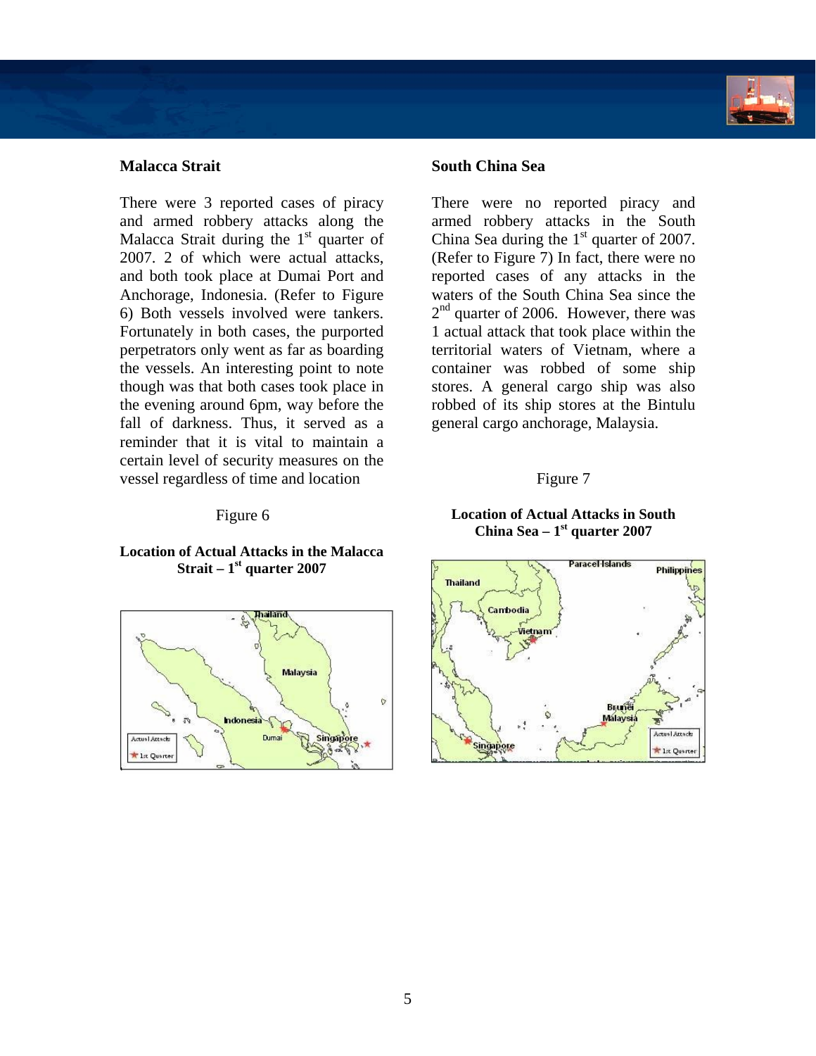## Malacca Strait

There were 3 reported cases of piracy and armed robbery attacks along the Malacca Strait during the 1st quarter of 2007. 2 of which were actual attacks, and both took place at Dumai Port and Anchorage, Indonesia. (Refer to Figure 6) Both vessels involved were tankers. Fortunately in both cases, the purported perpetrators only went as far as boarding the vessels. An interesting point to note though was that both cases took place in the evening around 6pm, way before the fall of darkness. Thus, it served as a reminder that it is vital to maintain a certain level of security measures on the vessel regardless of time and location

Figure 6

**Location of Actual Attacks in the Malacca Strait – 1st quarter 2007**

## South China Sea

There were no reported piracy and armed robbery attacks in the South China Sea during the 1st quarter of 2007. (Refer to Figure 7) In fact, there were no reported cases of any attacks in the waters of the South China Sea since the 2nd quarter of 2006. However, there was 1 actual attack that took place within the territorial waters of Vietnam, where a container was robbed of some ship stores. A general cargo ship was also robbed of its ship stores at the Bintulu general cargo anchorage, Malaysia.

Figure 7

**Location of Actual Attacks in South China Sea – 1st quarter 2007**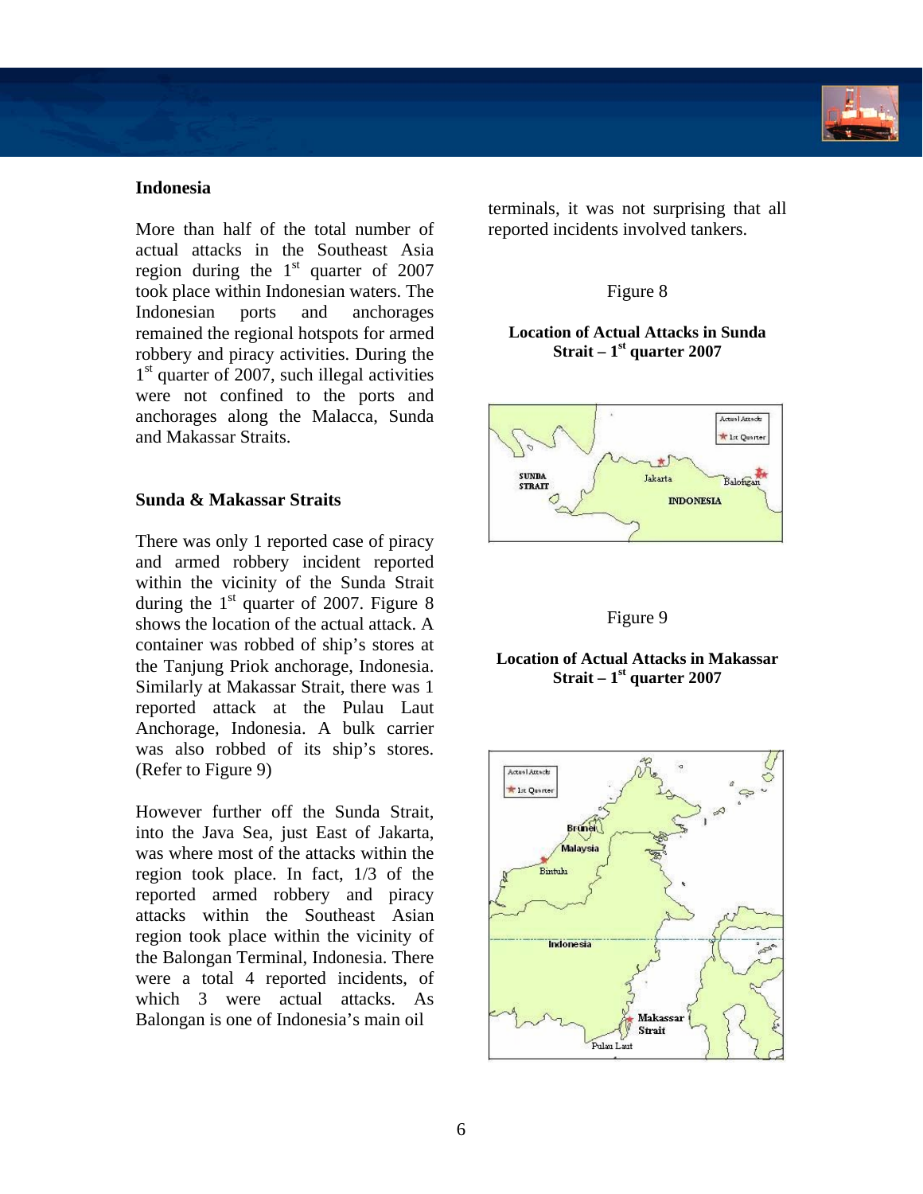## Indonesia

More than half of the total number of actual attacks in the Southeast Asia region during the 1st quarter of 2007 took place within Indonesian waters. The Indonesian ports and anchorages remained the regional hotspots for armed robbery and piracy activities. During the 1st quarter of 2007, such illegal activities were not confined to the ports and anchorages along the Malacca, Sunda and Makassar Straits.

### Sunda & Makassar Straits

There was only 1 reported case of piracy and armed robbery incident reported within the vicinity of the Sunda Strait during the 1st quarter of 2007. Figure 8 shows the location of the actual attack. A container was robbed of ship's stores at the Tanjung Priok anchorage, Indonesia. Similarly at Makassar Strait, there was 1 reported attack at the Pulau Laut Anchorage, Indonesia. A bulk carrier was also robbed of its ship's stores. (Refer to Figure 9)

However further off the Sunda Strait, into the Java Sea, just East of Jakarta, was where most of the attacks within the region took place. In fact, 1/3 of the reported armed robbery and piracy attacks within the Southeast Asian region took place within the vicinity of the Balongan Terminal, Indonesia. There were a total 4 reported incidents, of which 3 were actual attacks. As Balongan is one of Indonesia's main oil terminals, it was not surprising that all reported incidents involved tankers.

Figure 8

**Location of Actual Attacks in Sunda Strait – 1st quarter 2007**

Figure 9

**Location of Actual Attacks in Makassar Strait – 1st quarter 2007**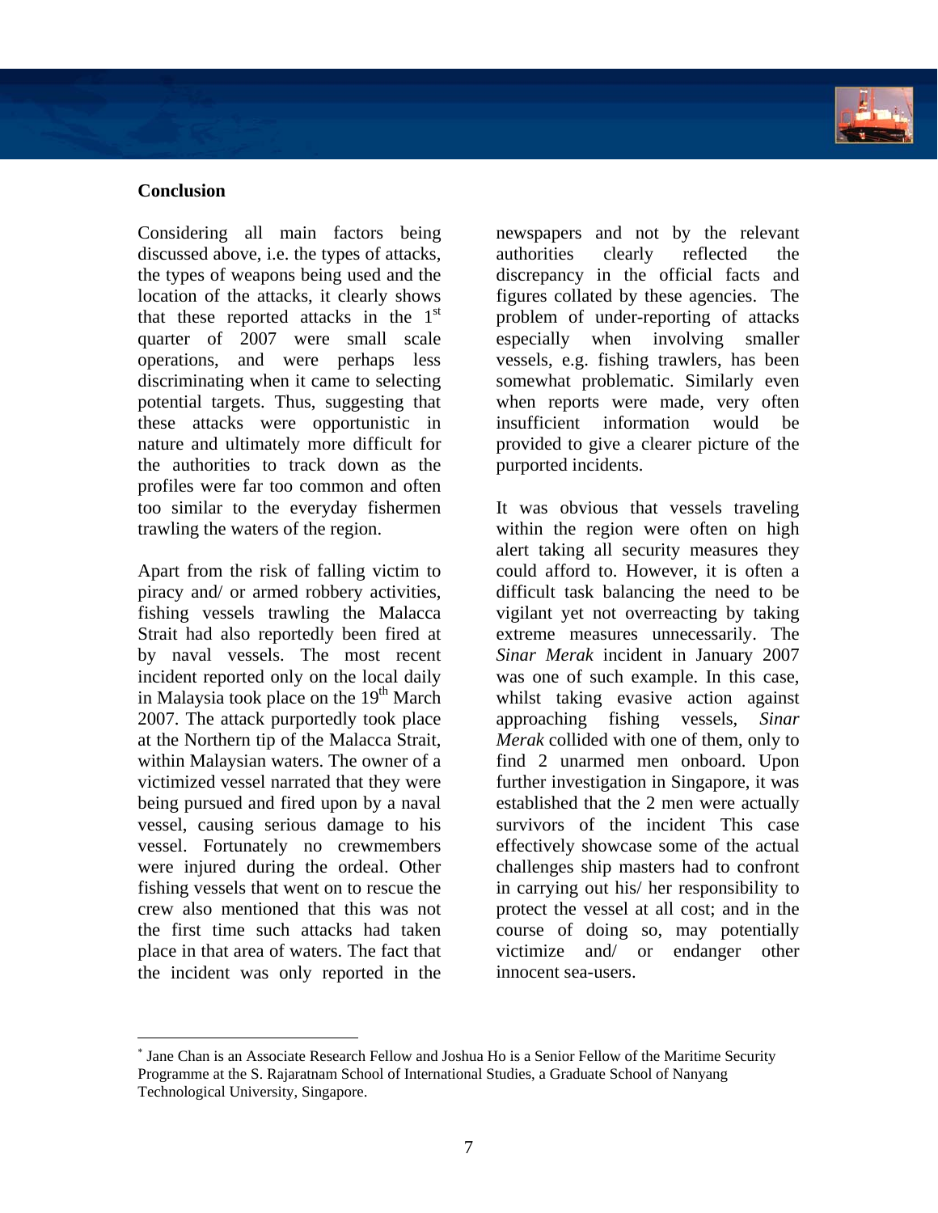**Conclusion**

Considering all main factors being discussed above, i.e. the types of attacks, the types of weapons being used and the location of the attacks, it clearly shows that these reported attacks in the 1st quarter of 2007 were small scale operations, and were perhaps less discriminating when it came to selecting potential targets. Thus, suggesting that these attacks were opportunistic in nature and ultimately more difficult for the authorities to track down as the profiles were far too common and often too similar to the everyday fishermen trawling the waters of the region.

Apart from the risk of falling victim to piracy and/ or armed robbery activities, fishing vessels trawling the Malacca Strait had also reportedly been fired at by naval vessels. The most recent incident reported only on the local daily in Malaysia took place on the 19th March 2007. The attack purportedly took place at the Northern tip of the Malacca Strait, within Malaysian waters. The owner of a victimized vessel narrated that they were being pursued and fired upon by a naval vessel, causing serious damage to his vessel. Fortunately no crewmembers were injured during the ordeal. Other fishing vessels that went on to rescue the crew also mentioned that this was not the first time such attacks had taken place in that area of waters. The fact that the incident was only reported in the newspapers and not by the relevant authorities clearly reflected the discrepancy in the official facts and figures collated by these agencies. The problem of under-reporting of attacks especially when involving smaller vessels, e.g. fishing trawlers, has been somewhat problematic. Similarly even when reports were made, very often insufficient information would be provided to give a clearer picture of the purported incidents.

It was obvious that vessels traveling within the region were often on high alert taking all security measures they could afford to. However, it is often a difficult task balancing the need to be vigilant yet not overreacting by taking extreme measures unnecessarily. The *Sinar Merak* incident in January 2007 was one of such example. In this case, whilst taking evasive action against approaching fishing vessels, *Sinar Merak* collided with one of them, only to find 2 unarmed men onboard. Upon further investigation in Singapore, it was established that the 2 men were actually survivors of the incident This case effectively showcase some of the actual challenges ship masters had to confront in carrying out his/ her responsibility to protect the vessel at all cost; and in the course of doing so, may potentially victimize and/ or endanger other innocent sea-users.

---

[*] Jane Chan is an Associate Research Fellow and Joshua Ho is a Senior Fellow of the Maritime Security Programme at the S. Rajaratnam School of International Studies, a Graduate School of Nanyang Technological University, Singapore.